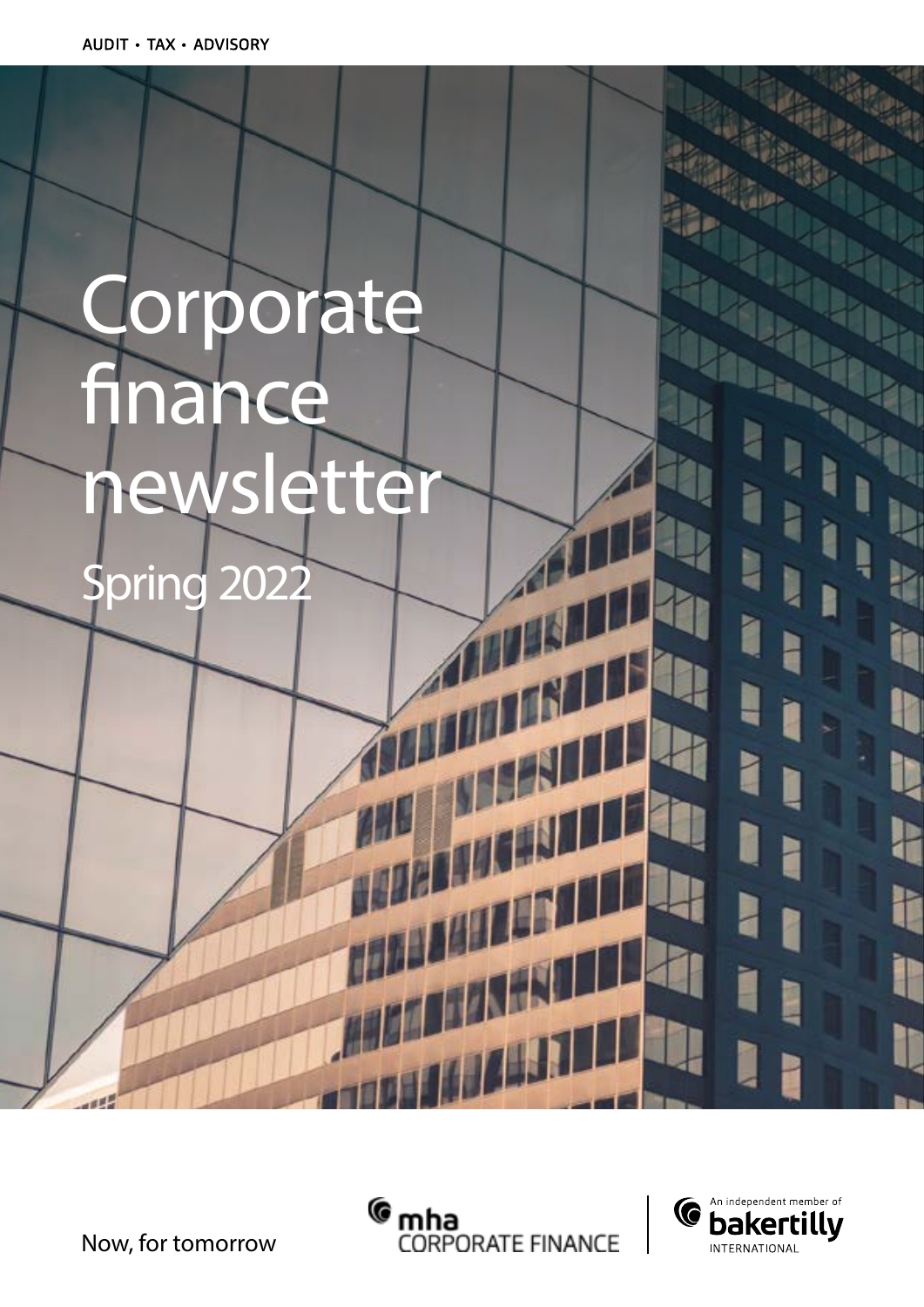AUDIT • TAX • ADVISORY

# Corporate finance newsletter

## Spring 2022

Now, for tomorrow

mha CORPORATE FINANCE

An independent member of bakertilly INTERNATIONAL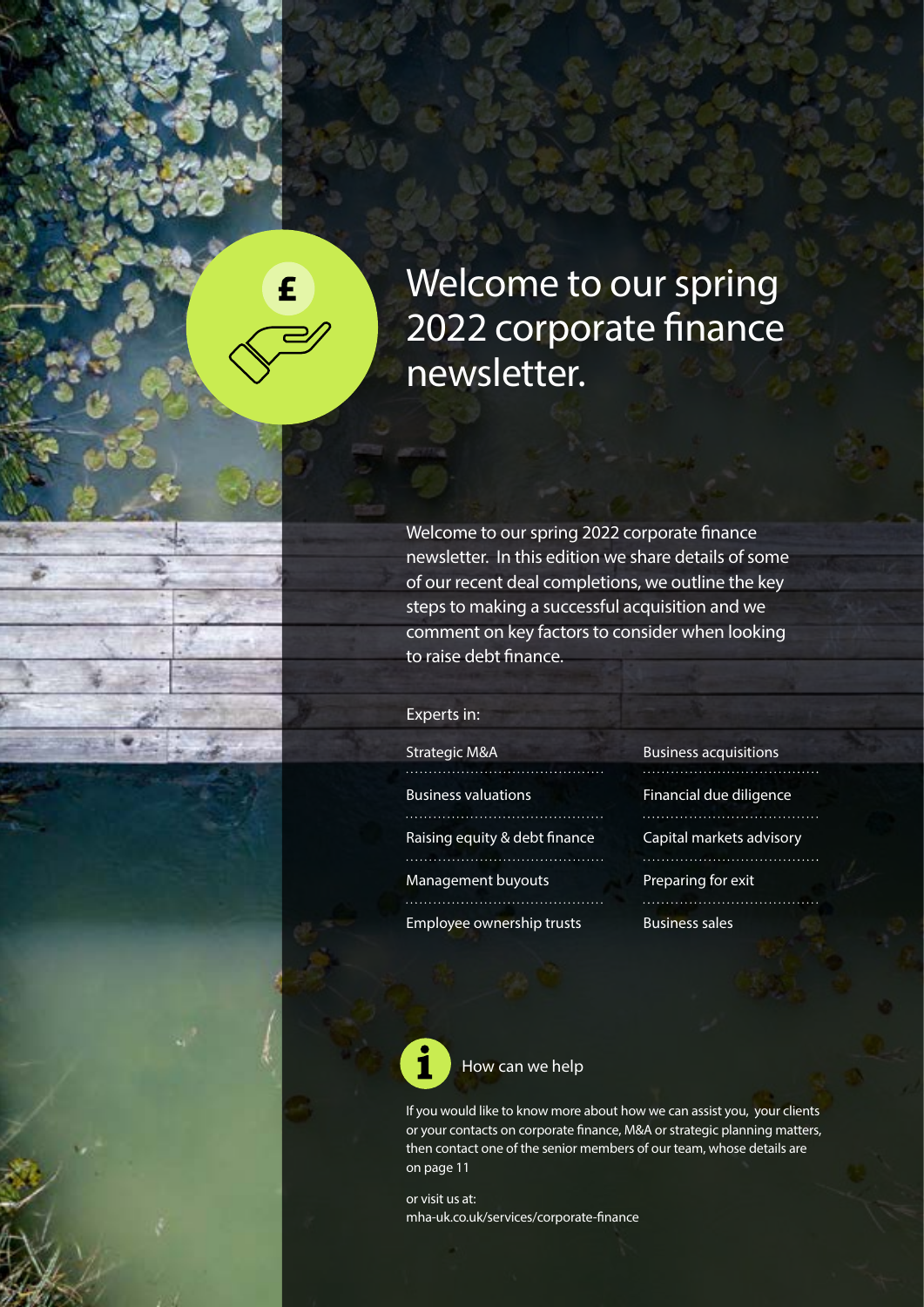# Welcome to our spring 2022 corporate finance newsletter.

Welcome to our spring 2022 corporate finance newsletter. In this edition we share details of some of our recent deal completions, we outline the key steps to making a successful acquisition and we comment on key factors to consider when looking to raise debt finance.

Experts in:

- Strategic M&A
- Business valuations
- Raising equity & debt finance
- Management buyouts
- Employee ownership trusts
- Business acquisitions
- Financial due diligence
- Capital markets advisory
- Preparing for exit
- Business sales

## How can we help

If you would like to know more about how we can assist you, your clients or your contacts on corporate finance, M&A or strategic planning matters, then contact one of the senior members of our team, whose details are on page 11

or visit us at:
mha-uk.co.uk/services/corporate-finance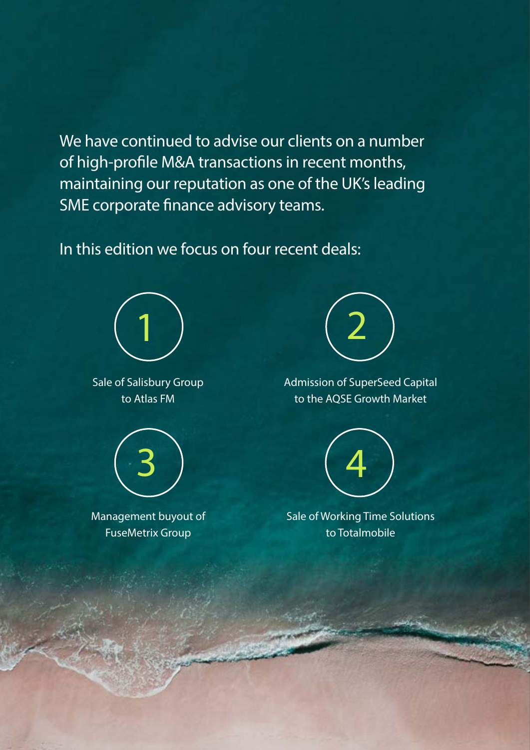We have continued to advise our clients on a number of high-profile M&A transactions in recent months, maintaining our reputation as one of the UK's leading SME corporate finance advisory teams.

In this edition we focus on four recent deals:

1. Sale of Salisbury Group to Atlas FM
2. Admission of SuperSeed Capital to the AQSE Growth Market
3. Management buyout of FuseMetrix Group
4. Sale of Working Time Solutions to Totalmobile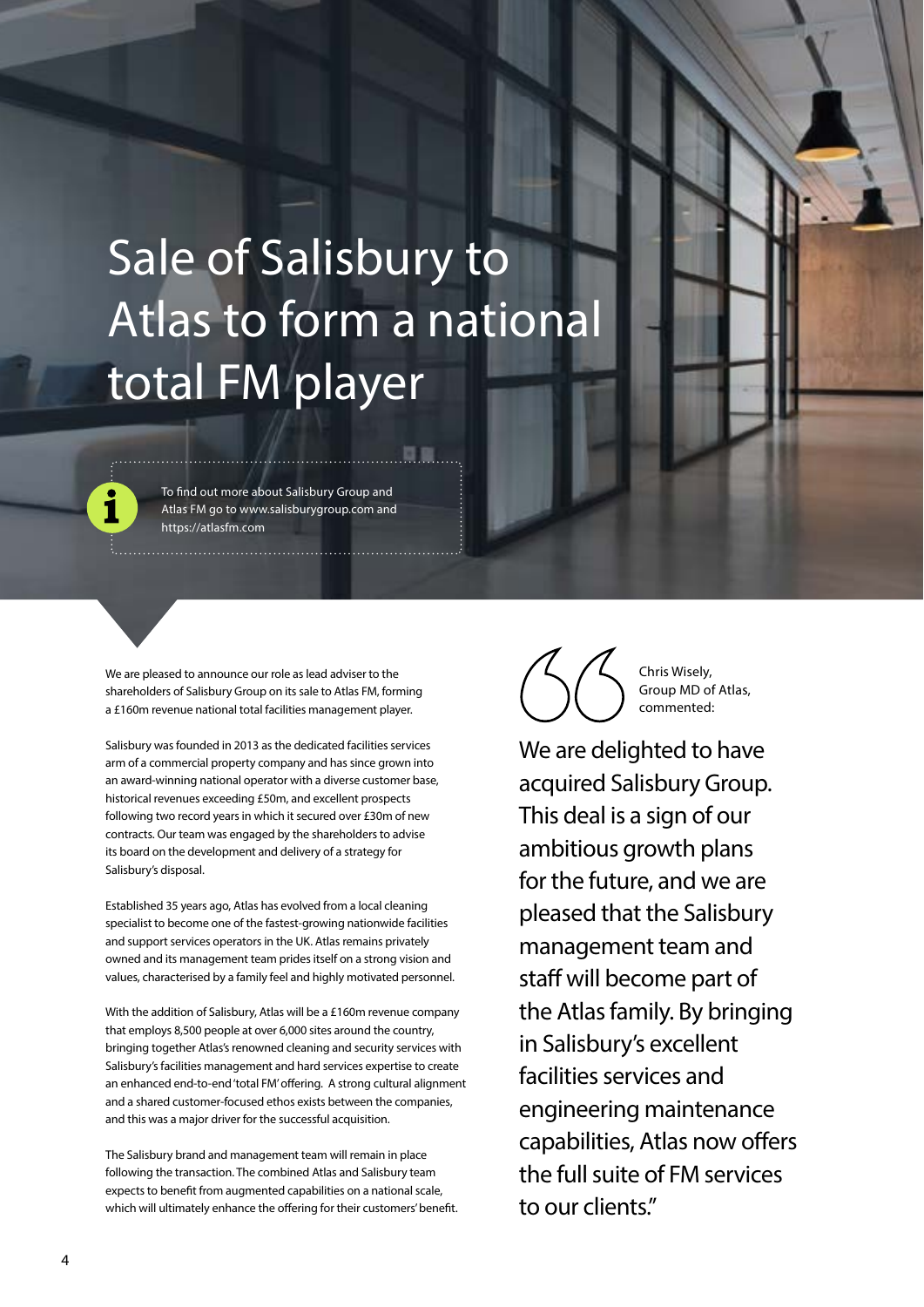# Sale of Salisbury to Atlas to form a national total FM player

To find out more about Salisbury Group and Atlas FM go to www.salisburygroup.com and https://atlasfm.com

We are pleased to announce our role as lead adviser to the shareholders of Salisbury Group on its sale to Atlas FM, forming a £160m revenue national total facilities management player.

Salisbury was founded in 2013 as the dedicated facilities services arm of a commercial property company and has since grown into an award-winning national operator with a diverse customer base, historical revenues exceeding £50m, and excellent prospects following two record years in which it secured over £30m of new contracts. Our team was engaged by the shareholders to advise its board on the development and delivery of a strategy for Salisbury's disposal.

Established 35 years ago, Atlas has evolved from a local cleaning specialist to become one of the fastest-growing nationwide facilities and support services operators in the UK. Atlas remains privately owned and its management team prides itself on a strong vision and values, characterised by a family feel and highly motivated personnel.

With the addition of Salisbury, Atlas will be a £160m revenue company that employs 8,500 people at over 6,000 sites around the country, bringing together Atlas's renowned cleaning and security services with Salisbury's facilities management and hard services expertise to create an enhanced end-to-end 'total FM' offering. A strong cultural alignment and a shared customer-focused ethos exists between the companies, and this was a major driver for the successful acquisition.

The Salisbury brand and management team will remain in place following the transaction. The combined Atlas and Salisbury team expects to benefit from augmented capabilities on a national scale, which will ultimately enhance the offering for their customers' benefit.

Chris Wisely, Group MD of Atlas, commented:

> We are delighted to have acquired Salisbury Group. This deal is a sign of our ambitious growth plans for the future, and we are pleased that the Salisbury management team and staff will become part of the Atlas family. By bringing in Salisbury's excellent facilities services and engineering maintenance capabilities, Atlas now offers the full suite of FM services to our clients."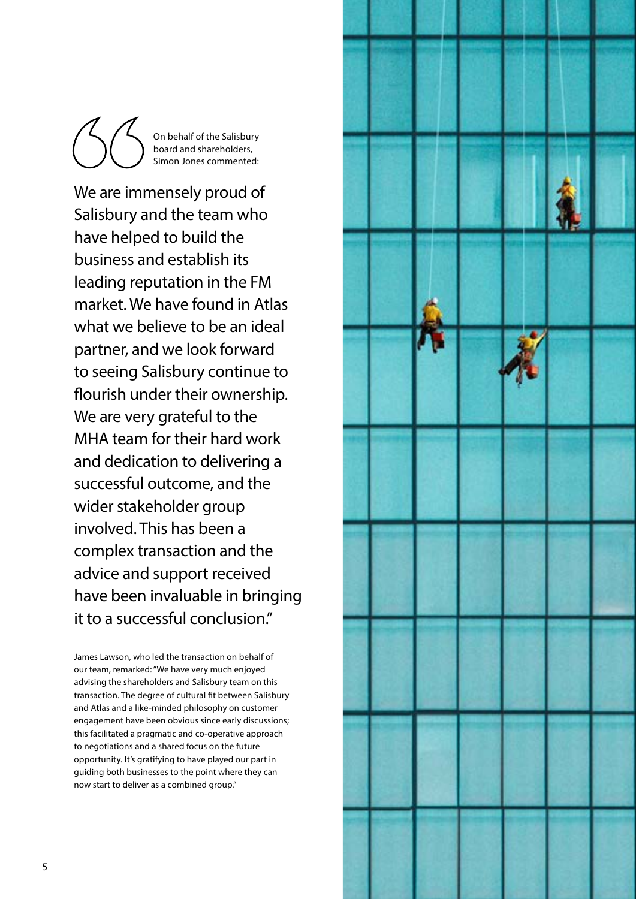On behalf of the Salisbury board and shareholders, Simon Jones commented:

We are immensely proud of Salisbury and the team who have helped to build the business and establish its leading reputation in the FM market. We have found in Atlas what we believe to be an ideal partner, and we look forward to seeing Salisbury continue to flourish under their ownership. We are very grateful to the MHA team for their hard work and dedication to delivering a successful outcome, and the wider stakeholder group involved. This has been a complex transaction and the advice and support received have been invaluable in bringing it to a successful conclusion."

James Lawson, who led the transaction on behalf of our team, remarked: "We have very much enjoyed advising the shareholders and Salisbury team on this transaction. The degree of cultural fit between Salisbury and Atlas and a like-minded philosophy on customer engagement have been obvious since early discussions; this facilitated a pragmatic and co-operative approach to negotiations and a shared focus on the future opportunity. It's gratifying to have played our part in guiding both businesses to the point where they can now start to deliver as a combined group."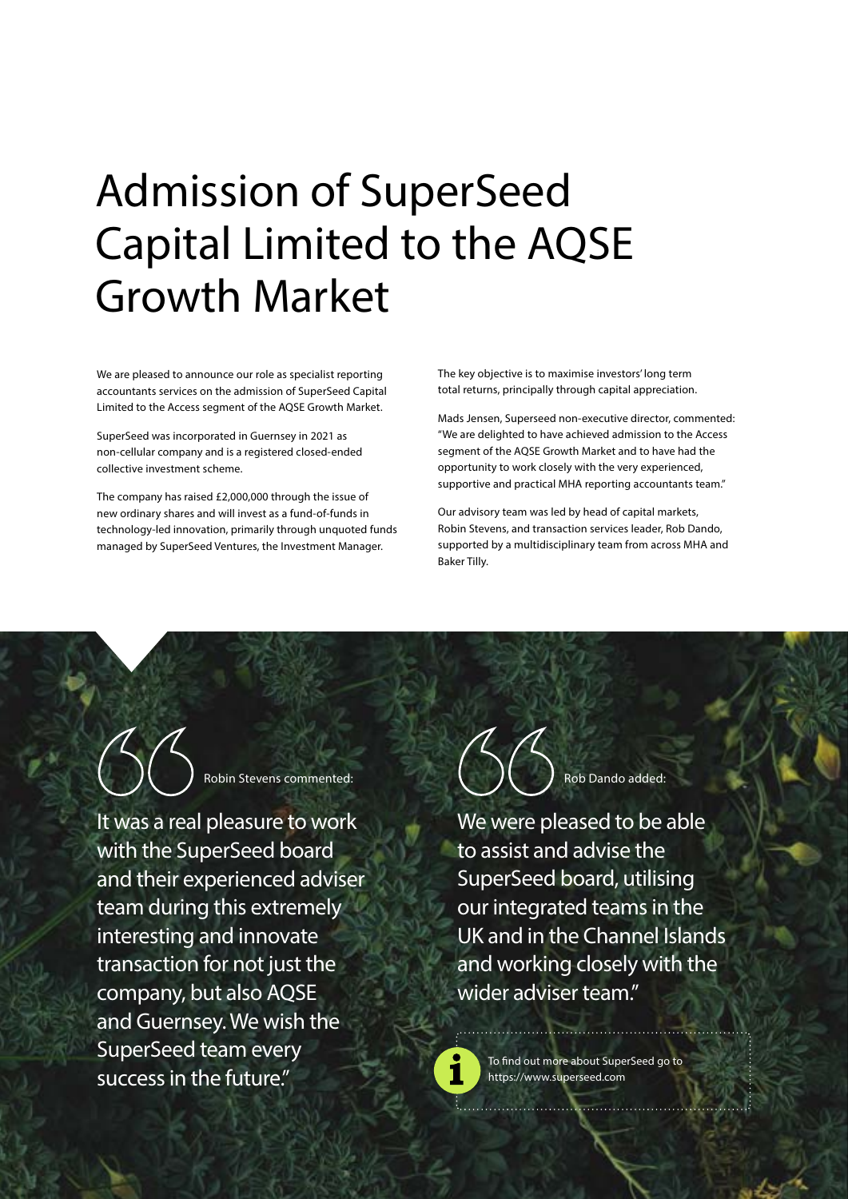# Admission of SuperSeed Capital Limited to the AQSE Growth Market

We are pleased to announce our role as specialist reporting accountants services on the admission of SuperSeed Capital Limited to the Access segment of the AQSE Growth Market.

SuperSeed was incorporated in Guernsey in 2021 as non-cellular company and is a registered closed-ended collective investment scheme.

The company has raised £2,000,000 through the issue of new ordinary shares and will invest as a fund-of-funds in technology-led innovation, primarily through unquoted funds managed by SuperSeed Ventures, the Investment Manager.

The key objective is to maximise investors' long term total returns, principally through capital appreciation.

Mads Jensen, Superseed non-executive director, commented: "We are delighted to have achieved admission to the Access segment of the AQSE Growth Market and to have had the opportunity to work closely with the very experienced, supportive and practical MHA reporting accountants team."

Our advisory team was led by head of capital markets, Robin Stevens, and transaction services leader, Rob Dando, supported by a multidisciplinary team from across MHA and Baker Tilly.

Robin Stevens commented:

It was a real pleasure to work with the SuperSeed board and their experienced adviser team during this extremely interesting and innovate transaction for not just the company, but also AQSE and Guernsey. We wish the SuperSeed team every success in the future."

Rob Dando added:

We were pleased to be able to assist and advise the SuperSeed board, utilising our integrated teams in the UK and in the Channel Islands and working closely with the wider adviser team."

To find out more about SuperSeed go to https://www.superseed.com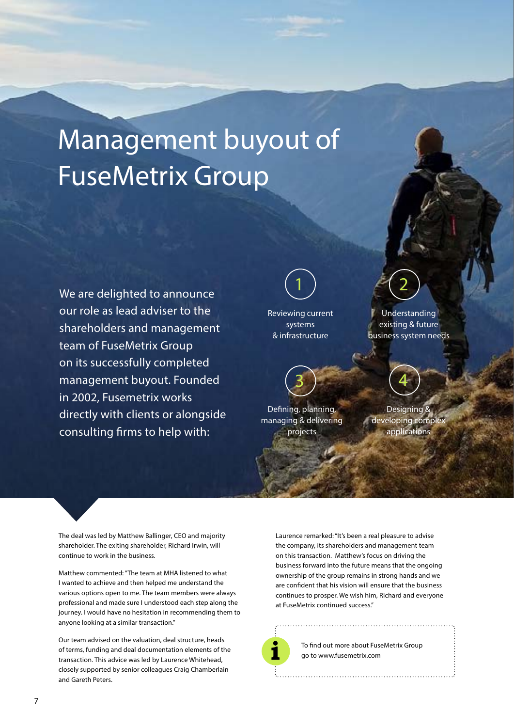# Management buyout of FuseMetrix Group

We are delighted to announce our role as lead adviser to the shareholders and management team of FuseMetrix Group on its successfully completed management buyout. Founded in 2002, Fusemetrix works directly with clients or alongside consulting firms to help with:

1. Reviewing current systems & infrastructure
2. Understanding existing & future business system needs
3. Defining, planning, managing & delivering projects
4. Designing & developing complex applications

The deal was led by Matthew Ballinger, CEO and majority shareholder. The exiting shareholder, Richard Irwin, will continue to work in the business.

Matthew commented: "The team at MHA listened to what I wanted to achieve and then helped me understand the various options open to me. The team members were always professional and made sure I understood each step along the journey. I would have no hesitation in recommending them to anyone looking at a similar transaction."

Our team advised on the valuation, deal structure, heads of terms, funding and deal documentation elements of the transaction. This advice was led by Laurence Whitehead, closely supported by senior colleagues Craig Chamberlain and Gareth Peters.

Laurence remarked: "It's been a real pleasure to advise the company, its shareholders and management team on this transaction. Matthew's focus on driving the business forward into the future means that the ongoing ownership of the group remains in strong hands and we are confident that his vision will ensure that the business continues to prosper. We wish him, Richard and everyone at FuseMetrix continued success."

To find out more about FuseMetrix Group go to www.fusemetrix.com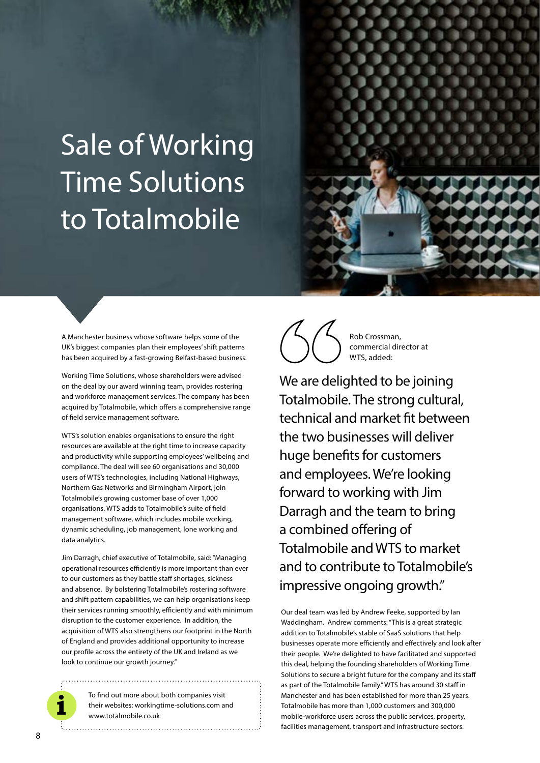# Sale of Working Time Solutions to Totalmobile

A Manchester business whose software helps some of the UK's biggest companies plan their employees' shift patterns has been acquired by a fast-growing Belfast-based business.

Working Time Solutions, whose shareholders were advised on the deal by our award winning team, provides rostering and workforce management services. The company has been acquired by Totalmobile, which offers a comprehensive range of field service management software.

WTS's solution enables organisations to ensure the right resources are available at the right time to increase capacity and productivity while supporting employees' wellbeing and compliance. The deal will see 60 organisations and 30,000 users of WTS's technologies, including National Highways, Northern Gas Networks and Birmingham Airport, join Totalmobile's growing customer base of over 1,000 organisations. WTS adds to Totalmobile's suite of field management software, which includes mobile working, dynamic scheduling, job management, lone working and data analytics.

Jim Darragh, chief executive of Totalmobile, said: "Managing operational resources efficiently is more important than ever to our customers as they battle staff shortages, sickness and absence. By bolstering Totalmobile's rostering software and shift pattern capabilities, we can help organisations keep their services running smoothly, efficiently and with minimum disruption to the customer experience. In addition, the acquisition of WTS also strengthens our footprint in the North of England and provides additional opportunity to increase our profile across the entirety of the UK and Ireland as we look to continue our growth journey."

To find out more about both companies visit their websites: workingtime-solutions.com and www.totalmobile.co.uk

Rob Crossman, commercial director at WTS, added:

> We are delighted to be joining Totalmobile. The strong cultural, technical and market fit between the two businesses will deliver huge benefits for customers and employees. We're looking forward to working with Jim Darragh and the team to bring a combined offering of Totalmobile and WTS to market and to contribute to Totalmobile's impressive ongoing growth."

Our deal team was led by Andrew Feeke, supported by Ian Waddingham. Andrew comments: "This is a great strategic addition to Totalmobile's stable of SaaS solutions that help businesses operate more efficiently and effectively and look after their people. We're delighted to have facilitated and supported this deal, helping the founding shareholders of Working Time Solutions to secure a bright future for the company and its staff as part of the Totalmobile family." WTS has around 30 staff in Manchester and has been established for more than 25 years. Totalmobile has more than 1,000 customers and 300,000 mobile-workforce users across the public services, property, facilities management, transport and infrastructure sectors.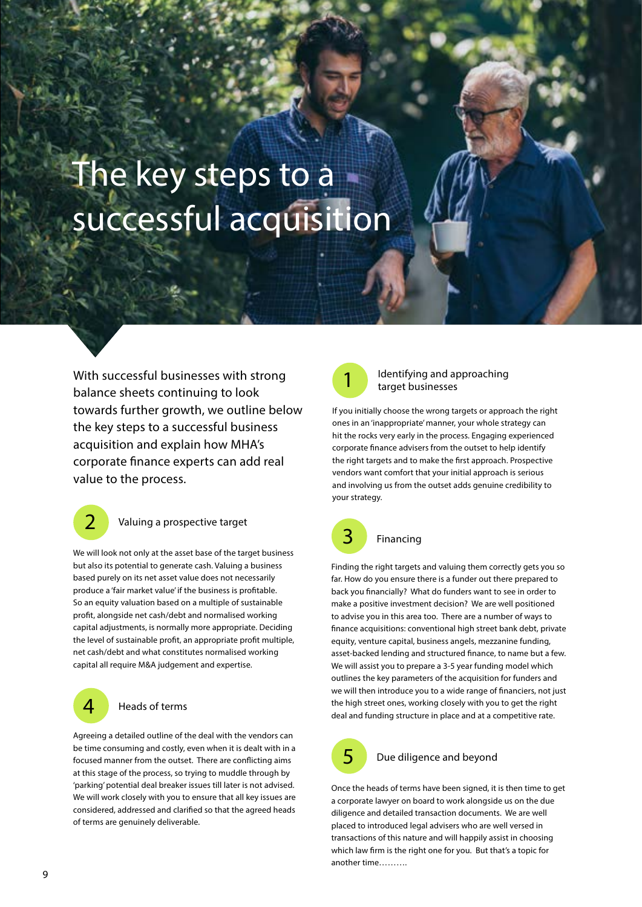# The key steps to a successful acquisition

With successful businesses with strong balance sheets continuing to look towards further growth, we outline below the key steps to a successful business acquisition and explain how MHA's corporate finance experts can add real value to the process.

## 1 Identifying and approaching target businesses

If you initially choose the wrong targets or approach the right ones in an 'inappropriate' manner, your whole strategy can hit the rocks very early in the process. Engaging experienced corporate finance advisers from the outset to help identify the right targets and to make the first approach. Prospective vendors want comfort that your initial approach is serious and involving us from the outset adds genuine credibility to your strategy.

## 2 Valuing a prospective target

We will look not only at the asset base of the target business but also its potential to generate cash. Valuing a business based purely on its net asset value does not necessarily produce a 'fair market value' if the business is profitable. So an equity valuation based on a multiple of sustainable profit, alongside net cash/debt and normalised working capital adjustments, is normally more appropriate. Deciding the level of sustainable profit, an appropriate profit multiple, net cash/debt and what constitutes normalised working capital all require M&A judgement and expertise.

## 3 Financing

Finding the right targets and valuing them correctly gets you so far. How do you ensure there is a funder out there prepared to back you financially? What do funders want to see in order to make a positive investment decision? We are well positioned to advise you in this area too. There are a number of ways to finance acquisitions: conventional high street bank debt, private equity, venture capital, business angels, mezzanine funding, asset-backed lending and structured finance, to name but a few. We will assist you to prepare a 3-5 year funding model which outlines the key parameters of the acquisition for funders and we will then introduce you to a wide range of financiers, not just the high street ones, working closely with you to get the right deal and funding structure in place and at a competitive rate.

## 4 Heads of terms

Agreeing a detailed outline of the deal with the vendors can be time consuming and costly, even when it is dealt with in a focused manner from the outset. There are conflicting aims at this stage of the process, so trying to muddle through by 'parking' potential deal breaker issues till later is not advised. We will work closely with you to ensure that all key issues are considered, addressed and clarified so that the agreed heads of terms are genuinely deliverable.

## 5 Due diligence and beyond

Once the heads of terms have been signed, it is then time to get a corporate lawyer on board to work alongside us on the due diligence and detailed transaction documents. We are well placed to introduced legal advisers who are well versed in transactions of this nature and will happily assist in choosing which law firm is the right one for you. But that's a topic for another time……….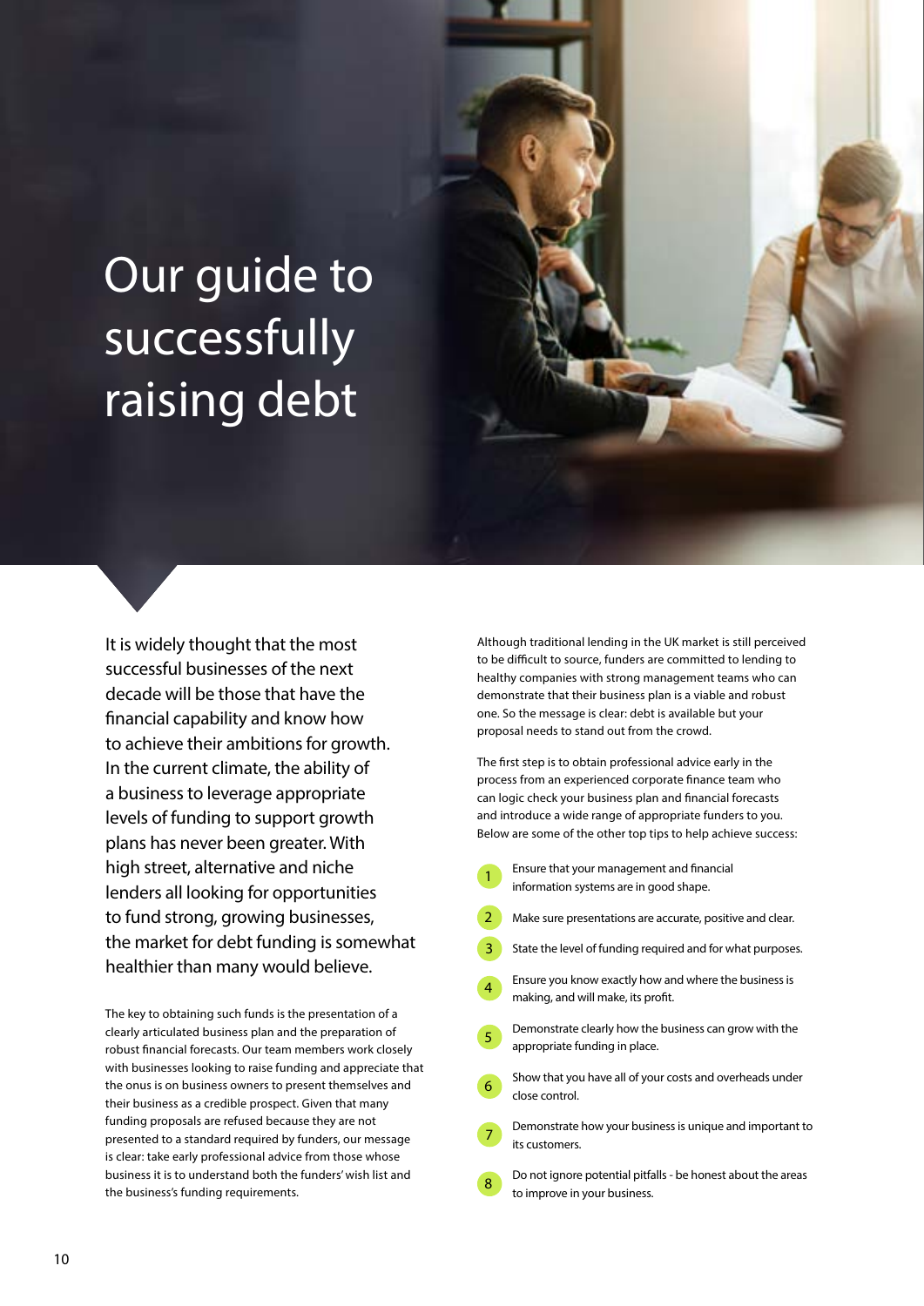# Our guide to successfully raising debt

It is widely thought that the most successful businesses of the next decade will be those that have the financial capability and know how to achieve their ambitions for growth. In the current climate, the ability of a business to leverage appropriate levels of funding to support growth plans has never been greater. With high street, alternative and niche lenders all looking for opportunities to fund strong, growing businesses, the market for debt funding is somewhat healthier than many would believe.

The key to obtaining such funds is the presentation of a clearly articulated business plan and the preparation of robust financial forecasts. Our team members work closely with businesses looking to raise funding and appreciate that the onus is on business owners to present themselves and their business as a credible prospect. Given that many funding proposals are refused because they are not presented to a standard required by funders, our message is clear: take early professional advice from those whose business it is to understand both the funders' wish list and the business's funding requirements.

Although traditional lending in the UK market is still perceived to be difficult to source, funders are committed to lending to healthy companies with strong management teams who can demonstrate that their business plan is a viable and robust one. So the message is clear: debt is available but your proposal needs to stand out from the crowd.

The first step is to obtain professional advice early in the process from an experienced corporate finance team who can logic check your business plan and financial forecasts and introduce a wide range of appropriate funders to you. Below are some of the other top tips to help achieve success:

1. Ensure that your management and financial information systems are in good shape.
2. Make sure presentations are accurate, positive and clear.
3. State the level of funding required and for what purposes.
4. Ensure you know exactly how and where the business is making, and will make, its profit.
5. Demonstrate clearly how the business can grow with the appropriate funding in place.
6. Show that you have all of your costs and overheads under close control.
7. Demonstrate how your business is unique and important to its customers.
8. Do not ignore potential pitfalls - be honest about the areas to improve in your business.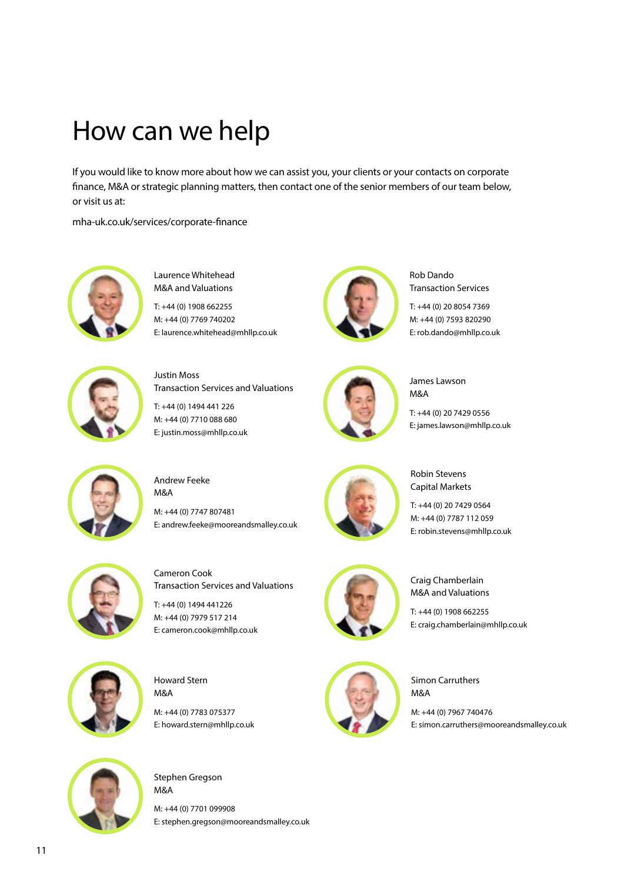# How can we help

If you would like to know more about how we can assist you, your clients or your contacts on corporate finance, M&A or strategic planning matters, then contact one of the senior members of our team below, or visit us at:

mha-uk.co.uk/services/corporate-finance

Laurence Whitehead
M&A and Valuations

T: +44 (0) 1908 662255
M: +44 (0) 7769 740202
E: laurence.whitehead@mhllp.co.uk

Rob Dando
Transaction Services

T: +44 (0) 20 8054 7369
M: +44 (0) 7593 820290
E: rob.dando@mhllp.co.uk

Justin Moss
Transaction Services and Valuations

T: +44 (0) 1494 441 226
M: +44 (0) 7710 088 680
E: justin.moss@mhllp.co.uk

James Lawson
M&A

T: +44 (0) 20 7429 0556
E: james.lawson@mhllp.co.uk

Andrew Feeke
M&A

M: +44 (0) 7747 807481
E: andrew.feeke@mooreandsmalley.co.uk

Robin Stevens
Capital Markets

T: +44 (0) 20 7429 0564
M: +44 (0) 7787 112 059
E: robin.stevens@mhllp.co.uk

Cameron Cook
Transaction Services and Valuations

T: +44 (0) 1494 441226
M: +44 (0) 7979 517 214
E: cameron.cook@mhllp.co.uk

Craig Chamberlain
M&A and Valuations

T: +44 (0) 1908 662255
E: craig.chamberlain@mhllp.co.uk

Howard Stern
M&A

M: +44 (0) 7783 075377
E: howard.stern@mhllp.co.uk

Simon Carruthers
M&A

M: +44 (0) 7967 740476
E: simon.carruthers@mooreandsmalley.co.uk

Stephen Gregson
M&A

M: +44 (0) 7701 099908
E: stephen.gregson@mooreandsmalley.co.uk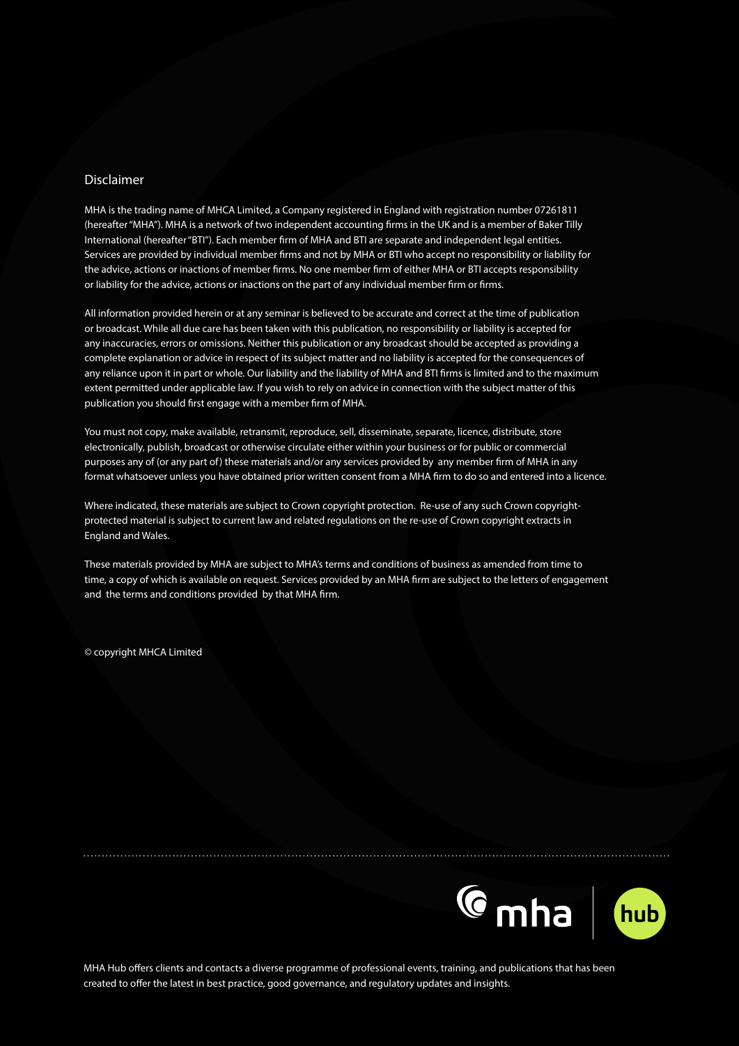## Disclaimer

MHA is the trading name of MHCA Limited, a Company registered in England with registration number 07261811 (hereafter "MHA"). MHA is a network of two independent accounting firms in the UK and is a member of Baker Tilly International (hereafter "BTI"). Each member firm of MHA and BTI are separate and independent legal entities. Services are provided by individual member firms and not by MHA or BTI who accept no responsibility or liability for the advice, actions or inactions of member firms. No one member firm of either MHA or BTI accepts responsibility or liability for the advice, actions or inactions on the part of any individual member firm or firms.

All information provided herein or at any seminar is believed to be accurate and correct at the time of publication or broadcast. While all due care has been taken with this publication, no responsibility or liability is accepted for any inaccuracies, errors or omissions. Neither this publication or any broadcast should be accepted as providing a complete explanation or advice in respect of its subject matter and no liability is accepted for the consequences of any reliance upon it in part or whole. Our liability and the liability of MHA and BTI firms is limited and to the maximum extent permitted under applicable law. If you wish to rely on advice in connection with the subject matter of this publication you should first engage with a member firm of MHA.

You must not copy, make available, retransmit, reproduce, sell, disseminate, separate, licence, distribute, store electronically, publish, broadcast or otherwise circulate either within your business or for public or commercial purposes any of (or any part of) these materials and/or any services provided by any member firm of MHA in any format whatsoever unless you have obtained prior written consent from a MHA firm to do so and entered into a licence.

Where indicated, these materials are subject to Crown copyright protection. Re-use of any such Crown copyright-protected material is subject to current law and related regulations on the re-use of Crown copyright extracts in England and Wales.

These materials provided by MHA are subject to MHA's terms and conditions of business as amended from time to time, a copy of which is available on request. Services provided by an MHA firm are subject to the letters of engagement and the terms and conditions provided by that MHA firm.

© copyright MHCA Limited

mha | hub

MHA Hub offers clients and contacts a diverse programme of professional events, training, and publications that has been created to offer the latest in best practice, good governance, and regulatory updates and insights.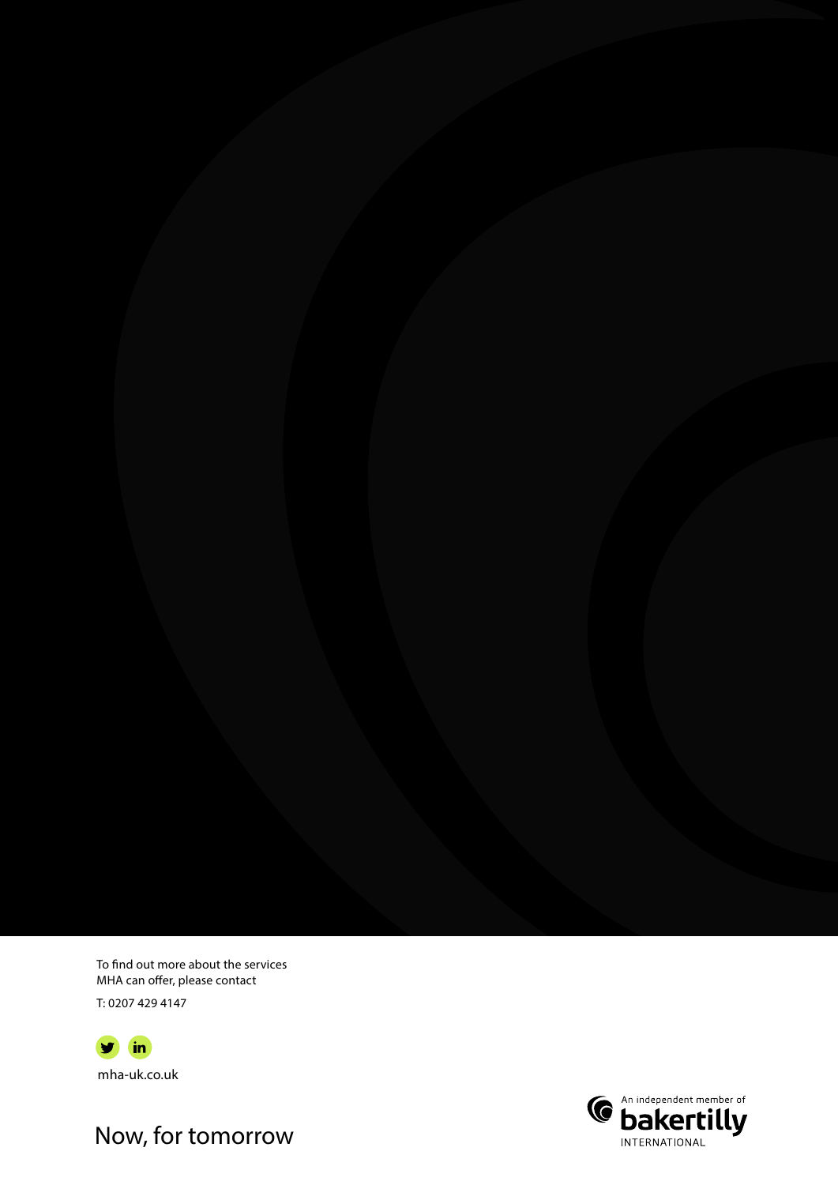To find out more about the services MHA can offer, please contact

T: 0207 429 4147

mha-uk.co.uk

Now, for tomorrow

An independent member of bakertilly INTERNATIONAL